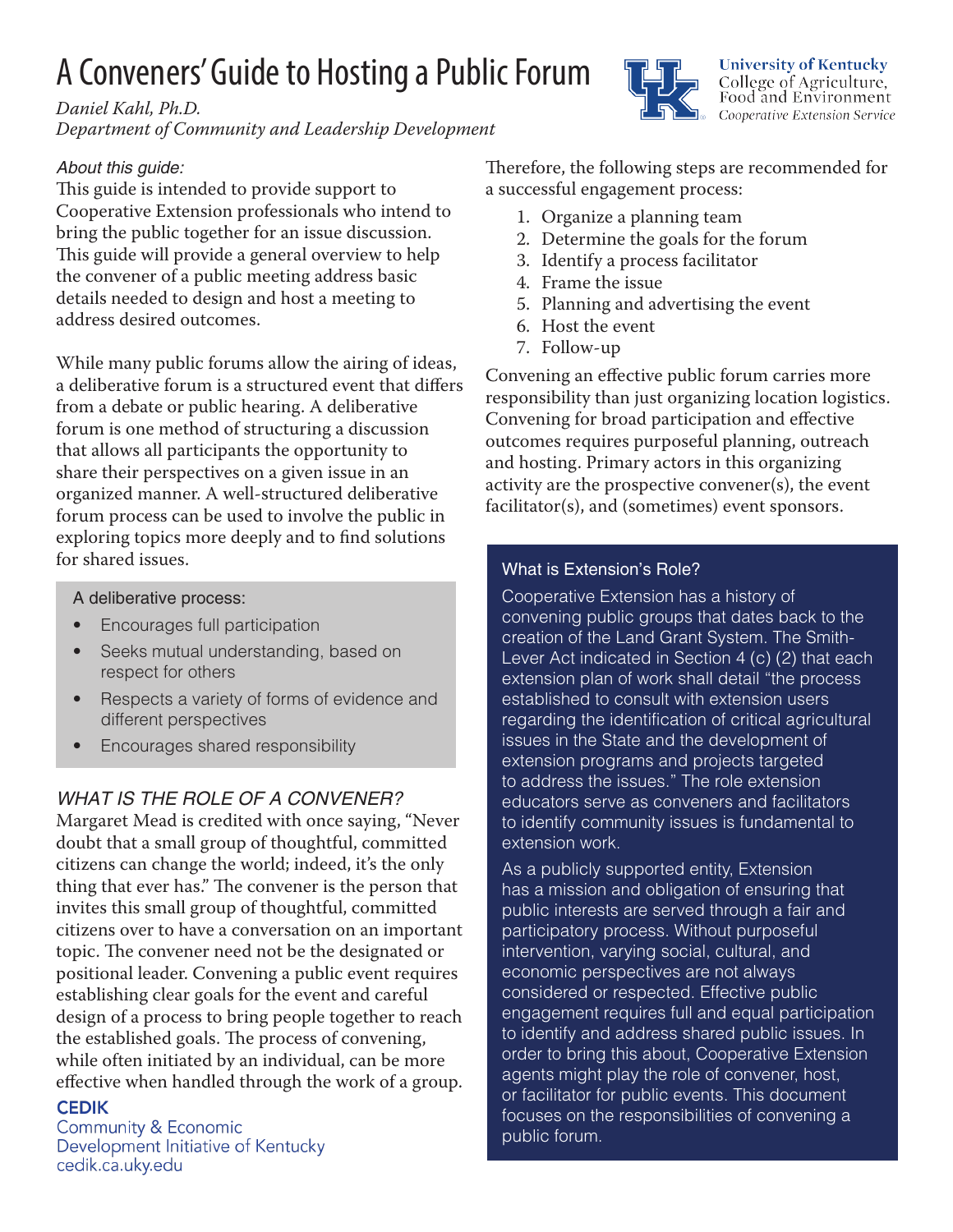# A Conveners' Guide to Hosting a Public Forum

*Daniel Kahl, Ph.D.*
*Department of Community and Leadership Development*

University of Kentucky
College of Agriculture, Food and Environment
*Cooperative Extension Service*

*About this guide:*

This guide is intended to provide support to Cooperative Extension professionals who intend to bring the public together for an issue discussion. This guide will provide a general overview to help the convener of a public meeting address basic details needed to design and host a meeting to address desired outcomes.

While many public forums allow the airing of ideas, a deliberative forum is a structured event that differs from a debate or public hearing. A deliberative forum is one method of structuring a discussion that allows all participants the opportunity to share their perspectives on a given issue in an organized manner. A well-structured deliberative forum process can be used to involve the public in exploring topics more deeply and to find solutions for shared issues.

A deliberative process:

- Encourages full participation
- Seeks mutual understanding, based on respect for others
- Respects a variety of forms of evidence and different perspectives
- Encourages shared responsibility

## WHAT IS THE ROLE OF A CONVENER?

Margaret Mead is credited with once saying, "Never doubt that a small group of thoughtful, committed citizens can change the world; indeed, it's the only thing that ever has." The convener is the person that invites this small group of thoughtful, committed citizens over to have a conversation on an important topic. The convener need not be the designated or positional leader. Convening a public event requires establishing clear goals for the event and careful design of a process to bring people together to reach the established goals. The process of convening, while often initiated by an individual, can be more effective when handled through the work of a group.

Therefore, the following steps are recommended for a successful engagement process:

1. Organize a planning team
2. Determine the goals for the forum
3. Identify a process facilitator
4. Frame the issue
5. Planning and advertising the event
6. Host the event
7. Follow-up

Convening an effective public forum carries more responsibility than just organizing location logistics. Convening for broad participation and effective outcomes requires purposeful planning, outreach and hosting. Primary actors in this organizing activity are the prospective convener(s), the event facilitator(s), and (sometimes) event sponsors.

### What is Extension's Role?

Cooperative Extension has a history of convening public groups that dates back to the creation of the Land Grant System. The Smith-Lever Act indicated in Section 4 (c) (2) that each extension plan of work shall detail "the process established to consult with extension users regarding the identification of critical agricultural issues in the State and the development of extension programs and projects targeted to address the issues." The role extension educators serve as conveners and facilitators to identify community issues is fundamental to extension work.

As a publicly supported entity, Extension has a mission and obligation of ensuring that public interests are served through a fair and participatory process. Without purposeful intervention, varying social, cultural, and economic perspectives are not always considered or respected. Effective public engagement requires full and equal participation to identify and address shared public issues. In order to bring this about, Cooperative Extension agents might play the role of convener, host, or facilitator for public events. This document focuses on the responsibilities of convening a public forum.

**CEDIK**
Community & Economic Development Initiative of Kentucky
cedik.ca.uky.edu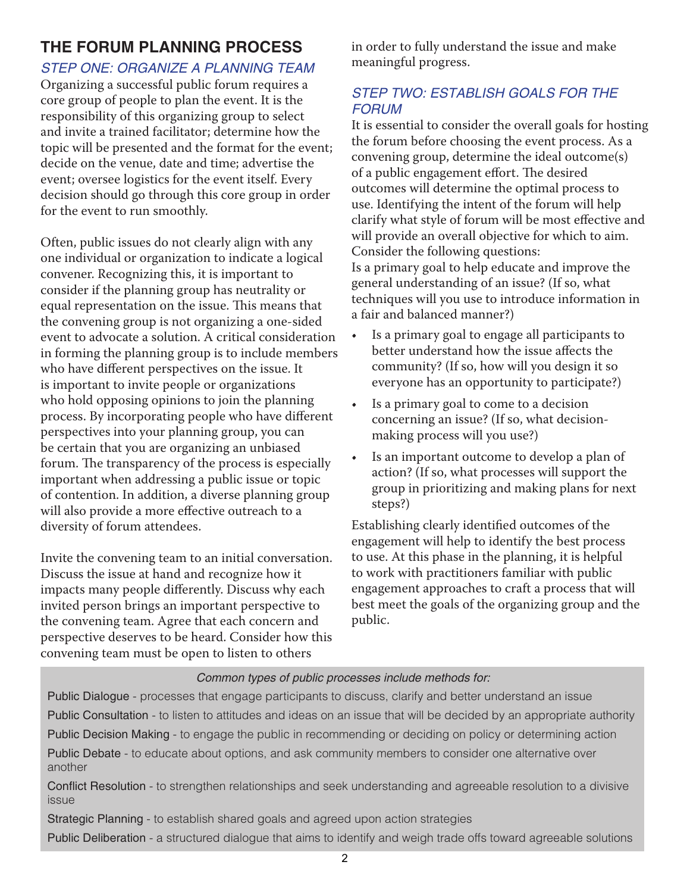# THE FORUM PLANNING PROCESS

## *STEP ONE: ORGANIZE A PLANNING TEAM*

Organizing a successful public forum requires a core group of people to plan the event. It is the responsibility of this organizing group to select and invite a trained facilitator; determine how the topic will be presented and the format for the event; decide on the venue, date and time; advertise the event; oversee logistics for the event itself. Every decision should go through this core group in order for the event to run smoothly.

Often, public issues do not clearly align with any one individual or organization to indicate a logical convener. Recognizing this, it is important to consider if the planning group has neutrality or equal representation on the issue. This means that the convening group is not organizing a one-sided event to advocate a solution. A critical consideration in forming the planning group is to include members who have different perspectives on the issue. It is important to invite people or organizations who hold opposing opinions to join the planning process. By incorporating people who have different perspectives into your planning group, you can be certain that you are organizing an unbiased forum. The transparency of the process is especially important when addressing a public issue or topic of contention. In addition, a diverse planning group will also provide a more effective outreach to a diversity of forum attendees.

Invite the convening team to an initial conversation. Discuss the issue at hand and recognize how it impacts many people differently. Discuss why each invited person brings an important perspective to the convening team. Agree that each concern and perspective deserves to be heard. Consider how this convening team must be open to listen to others in order to fully understand the issue and make meaningful progress.

## *STEP TWO: ESTABLISH GOALS FOR THE FORUM*

It is essential to consider the overall goals for hosting the forum before choosing the event process. As a convening group, determine the ideal outcome(s) of a public engagement effort. The desired outcomes will determine the optimal process to use. Identifying the intent of the forum will help clarify what style of forum will be most effective and will provide an overall objective for which to aim. Consider the following questions:

Is a primary goal to help educate and improve the general understanding of an issue? (If so, what techniques will you use to introduce information in a fair and balanced manner?)

- Is a primary goal to engage all participants to better understand how the issue affects the community? (If so, how will you design it so everyone has an opportunity to participate?)
- Is a primary goal to come to a decision concerning an issue? (If so, what decision-making process will you use?)
- Is an important outcome to develop a plan of action? (If so, what processes will support the group in prioritizing and making plans for next steps?)

Establishing clearly identified outcomes of the engagement will help to identify the best process to use. At this phase in the planning, it is helpful to work with practitioners familiar with public engagement approaches to craft a process that will best meet the goals of the organizing group and the public.

*Common types of public processes include methods for:*

Public Dialogue - processes that engage participants to discuss, clarify and better understand an issue

Public Consultation - to listen to attitudes and ideas on an issue that will be decided by an appropriate authority

Public Decision Making - to engage the public in recommending or deciding on policy or determining action

Public Debate - to educate about options, and ask community members to consider one alternative over another

Conflict Resolution - to strengthen relationships and seek understanding and agreeable resolution to a divisive issue

Strategic Planning - to establish shared goals and agreed upon action strategies

Public Deliberation - a structured dialogue that aims to identify and weigh trade offs toward agreeable solutions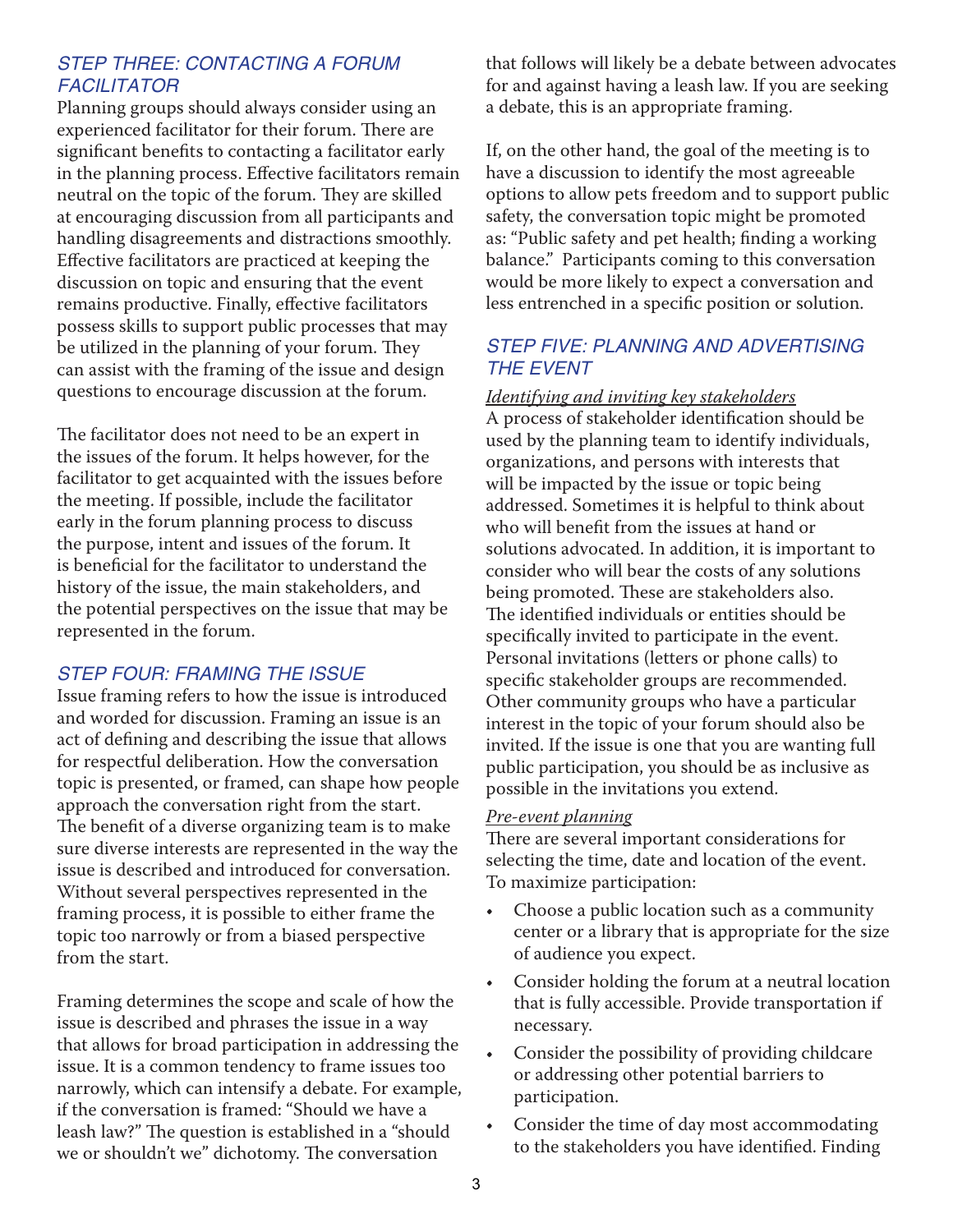### STEP THREE: CONTACTING A FORUM FACILITATOR

Planning groups should always consider using an experienced facilitator for their forum. There are significant benefits to contacting a facilitator early in the planning process. Effective facilitators remain neutral on the topic of the forum. They are skilled at encouraging discussion from all participants and handling disagreements and distractions smoothly. Effective facilitators are practiced at keeping the discussion on topic and ensuring that the event remains productive. Finally, effective facilitators possess skills to support public processes that may be utilized in the planning of your forum. They can assist with the framing of the issue and design questions to encourage discussion at the forum.

The facilitator does not need to be an expert in the issues of the forum. It helps however, for the facilitator to get acquainted with the issues before the meeting. If possible, include the facilitator early in the forum planning process to discuss the purpose, intent and issues of the forum. It is beneficial for the facilitator to understand the history of the issue, the main stakeholders, and the potential perspectives on the issue that may be represented in the forum.

### STEP FOUR: FRAMING THE ISSUE

Issue framing refers to how the issue is introduced and worded for discussion. Framing an issue is an act of defining and describing the issue that allows for respectful deliberation. How the conversation topic is presented, or framed, can shape how people approach the conversation right from the start. The benefit of a diverse organizing team is to make sure diverse interests are represented in the way the issue is described and introduced for conversation. Without several perspectives represented in the framing process, it is possible to either frame the topic too narrowly or from a biased perspective from the start.

Framing determines the scope and scale of how the issue is described and phrases the issue in a way that allows for broad participation in addressing the issue. It is a common tendency to frame issues too narrowly, which can intensify a debate. For example, if the conversation is framed: "Should we have a leash law?" The question is established in a "should we or shouldn't we" dichotomy. The conversation that follows will likely be a debate between advocates for and against having a leash law. If you are seeking a debate, this is an appropriate framing.

If, on the other hand, the goal of the meeting is to have a discussion to identify the most agreeable options to allow pets freedom and to support public safety, the conversation topic might be promoted as: "Public safety and pet health; finding a working balance." Participants coming to this conversation would be more likely to expect a conversation and less entrenched in a specific position or solution.

### STEP FIVE: PLANNING AND ADVERTISING THE EVENT

*Identifying and inviting key stakeholders*

A process of stakeholder identification should be used by the planning team to identify individuals, organizations, and persons with interests that will be impacted by the issue or topic being addressed. Sometimes it is helpful to think about who will benefit from the issues at hand or solutions advocated. In addition, it is important to consider who will bear the costs of any solutions being promoted. These are stakeholders also. The identified individuals or entities should be specifically invited to participate in the event. Personal invitations (letters or phone calls) to specific stakeholder groups are recommended. Other community groups who have a particular interest in the topic of your forum should also be invited. If the issue is one that you are wanting full public participation, you should be as inclusive as possible in the invitations you extend.

*Pre-event planning*

There are several important considerations for selecting the time, date and location of the event. To maximize participation:

- Choose a public location such as a community center or a library that is appropriate for the size of audience you expect.
- Consider holding the forum at a neutral location that is fully accessible. Provide transportation if necessary.
- Consider the possibility of providing childcare or addressing other potential barriers to participation.
- Consider the time of day most accommodating to the stakeholders you have identified. Finding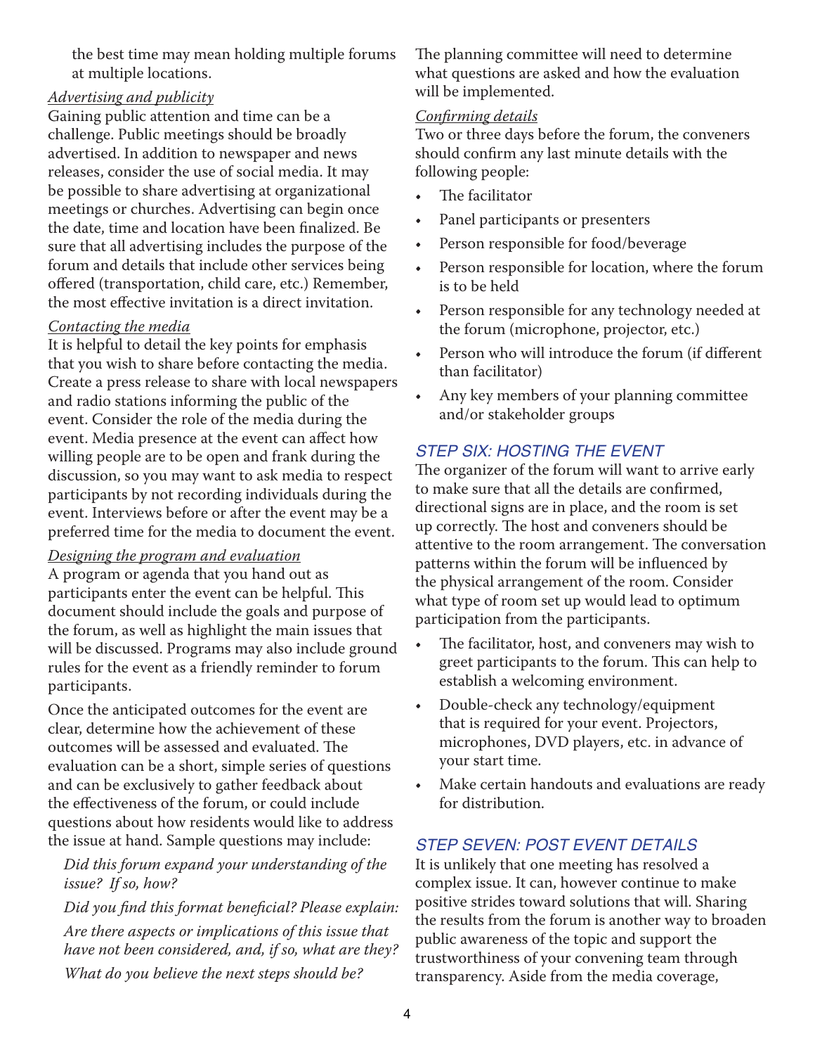the best time may mean holding multiple forums at multiple locations.

*Advertising and publicity*

Gaining public attention and time can be a challenge. Public meetings should be broadly advertised. In addition to newspaper and news releases, consider the use of social media. It may be possible to share advertising at organizational meetings or churches. Advertising can begin once the date, time and location have been finalized. Be sure that all advertising includes the purpose of the forum and details that include other services being offered (transportation, child care, etc.) Remember, the most effective invitation is a direct invitation.

*Contacting the media*

It is helpful to detail the key points for emphasis that you wish to share before contacting the media. Create a press release to share with local newspapers and radio stations informing the public of the event. Consider the role of the media during the event. Media presence at the event can affect how willing people are to be open and frank during the discussion, so you may want to ask media to respect participants by not recording individuals during the event. Interviews before or after the event may be a preferred time for the media to document the event.

*Designing the program and evaluation*

A program or agenda that you hand out as participants enter the event can be helpful. This document should include the goals and purpose of the forum, as well as highlight the main issues that will be discussed. Programs may also include ground rules for the event as a friendly reminder to forum participants.

Once the anticipated outcomes for the event are clear, determine how the achievement of these outcomes will be assessed and evaluated. The evaluation can be a short, simple series of questions and can be exclusively to gather feedback about the effectiveness of the forum, or could include questions about how residents would like to address the issue at hand. Sample questions may include:

*Did this forum expand your understanding of the issue? If so, how?*

*Did you find this format beneficial? Please explain:*

*Are there aspects or implications of this issue that have not been considered, and, if so, what are they?*

*What do you believe the next steps should be?*

The planning committee will need to determine what questions are asked and how the evaluation will be implemented.

*Confirming details*

Two or three days before the forum, the conveners should confirm any last minute details with the following people:

- The facilitator
- Panel participants or presenters
- Person responsible for food/beverage
- Person responsible for location, where the forum is to be held
- Person responsible for any technology needed at the forum (microphone, projector, etc.)
- Person who will introduce the forum (if different than facilitator)
- Any key members of your planning committee and/or stakeholder groups

## STEP SIX: HOSTING THE EVENT

The organizer of the forum will want to arrive early to make sure that all the details are confirmed, directional signs are in place, and the room is set up correctly. The host and conveners should be attentive to the room arrangement. The conversation patterns within the forum will be influenced by the physical arrangement of the room. Consider what type of room set up would lead to optimum participation from the participants.

- The facilitator, host, and conveners may wish to greet participants to the forum. This can help to establish a welcoming environment.
- Double-check any technology/equipment that is required for your event. Projectors, microphones, DVD players, etc. in advance of your start time.
- Make certain handouts and evaluations are ready for distribution.

## STEP SEVEN: POST EVENT DETAILS

It is unlikely that one meeting has resolved a complex issue. It can, however continue to make positive strides toward solutions that will. Sharing the results from the forum is another way to broaden public awareness of the topic and support the trustworthiness of your convening team through transparency. Aside from the media coverage,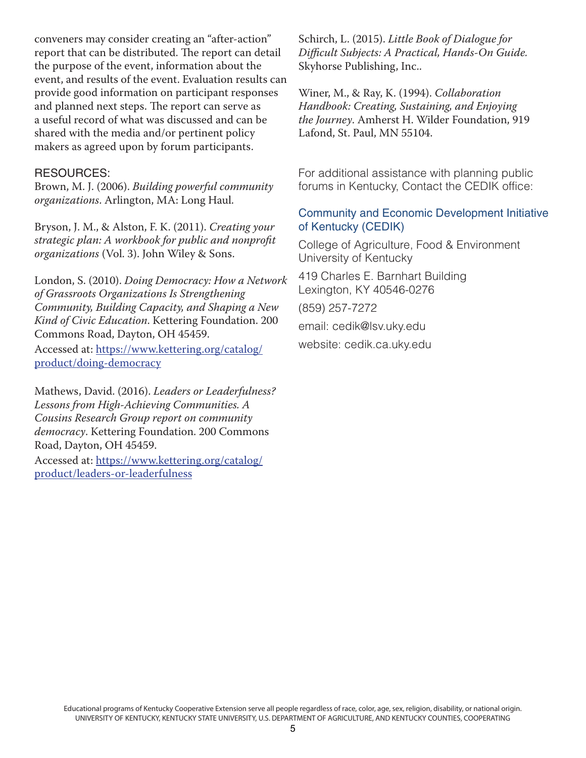conveners may consider creating an "after-action" report that can be distributed. The report can detail the purpose of the event, information about the event, and results of the event. Evaluation results can provide good information on participant responses and planned next steps. The report can serve as a useful record of what was discussed and can be shared with the media and/or pertinent policy makers as agreed upon by forum participants.

## RESOURCES:

Brown, M. J. (2006). *Building powerful community organizations*. Arlington, MA: Long Haul.

Bryson, J. M., & Alston, F. K. (2011). *Creating your strategic plan: A workbook for public and nonprofit organizations* (Vol. 3). John Wiley & Sons.

London, S. (2010). *Doing Democracy: How a Network of Grassroots Organizations Is Strengthening Community, Building Capacity, and Shaping a New Kind of Civic Education*. Kettering Foundation. 200 Commons Road, Dayton, OH 45459.
Accessed at: [https://www.kettering.org/catalog/product/doing-democracy](https://www.kettering.org/catalog/product/doing-democracy)

Mathews, David. (2016). *Leaders or Leaderfulness? Lessons from High-Achieving Communities. A Cousins Research Group report on community democracy*. Kettering Foundation. 200 Commons Road, Dayton, OH 45459.
Accessed at: [https://www.kettering.org/catalog/product/leaders-or-leaderfulness](https://www.kettering.org/catalog/product/leaders-or-leaderfulness)

Schirch, L. (2015). *Little Book of Dialogue for Difficult Subjects: A Practical, Hands-On Guide.* Skyhorse Publishing, Inc..

Winer, M., & Ray, K. (1994). *Collaboration Handbook: Creating, Sustaining, and Enjoying the Journey*. Amherst H. Wilder Foundation, 919 Lafond, St. Paul, MN 55104.

For additional assistance with planning public forums in Kentucky, Contact the CEDIK office:

### Community and Economic Development Initiative of Kentucky (CEDIK)

College of Agriculture, Food & Environment
University of Kentucky

419 Charles E. Barnhart Building
Lexington, KY 40546-0276

(859) 257-7272

email: cedik@lsv.uky.edu

website: cedik.ca.uky.edu

Educational programs of Kentucky Cooperative Extension serve all people regardless of race, color, age, sex, religion, disability, or national origin.
UNIVERSITY OF KENTUCKY, KENTUCKY STATE UNIVERSITY, U.S. DEPARTMENT OF AGRICULTURE, AND KENTUCKY COUNTIES, COOPERATING